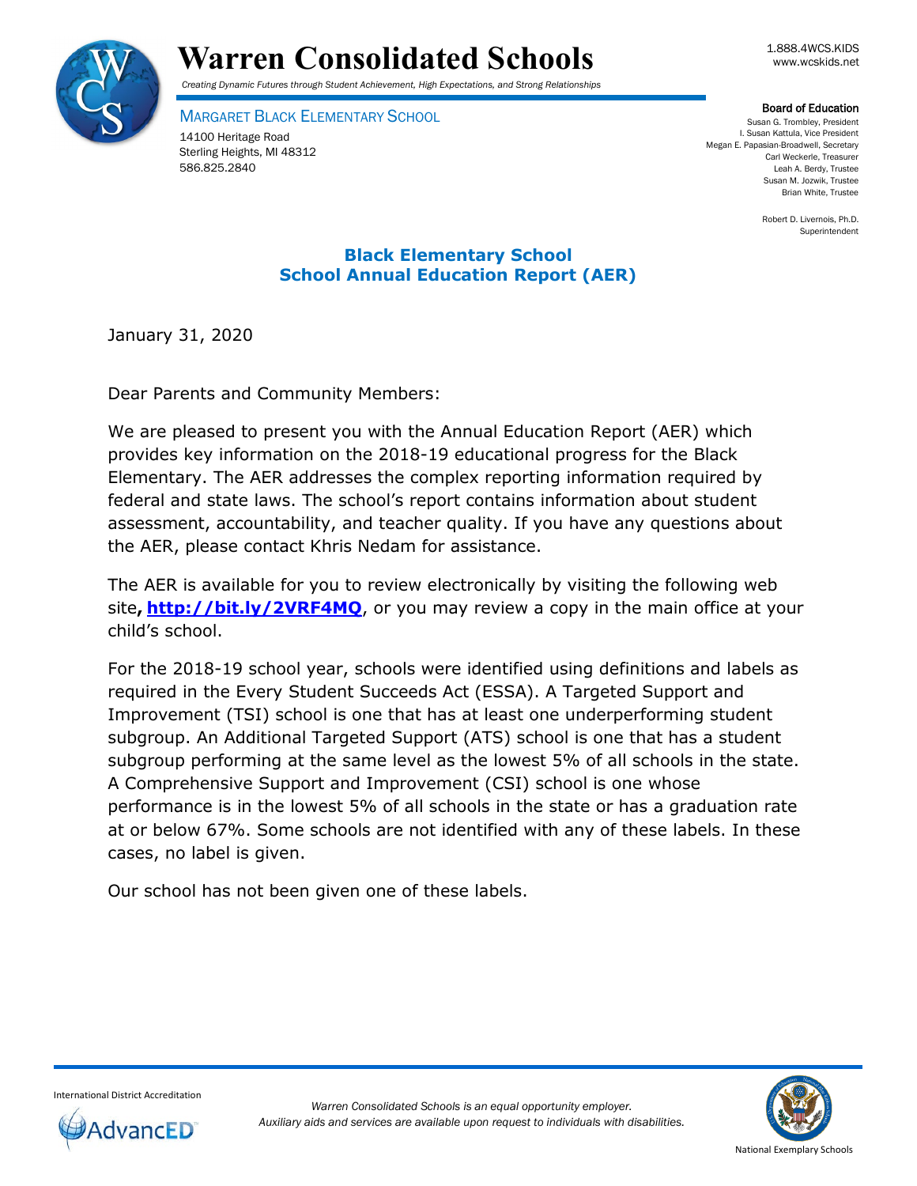# Warren Consolidated Schools

*Creating Dynamic Futures through Student Achievement, High Expectations, and Strong Relationships*

1.888.4WCS.KIDS
www.wcskids.net

MARGARET BLACK ELEMENTARY SCHOOL
14100 Heritage Road
Sterling Heights, MI 48312
586.825.2840

**Board of Education**
Susan G. Trombley, President
I. Susan Kattula, Vice President
Megan E. Papasian-Broadwell, Secretary
Carl Weckerle, Treasurer
Leah A. Berdy, Trustee
Susan M. Jozwik, Trustee
Brian White, Trustee

Robert D. Livernois, Ph.D.
Superintendent

## Black Elementary School
## School Annual Education Report (AER)

January 31, 2020

Dear Parents and Community Members:

We are pleased to present you with the Annual Education Report (AER) which provides key information on the 2018-19 educational progress for the Black Elementary. The AER addresses the complex reporting information required by federal and state laws. The school's report contains information about student assessment, accountability, and teacher quality. If you have any questions about the AER, please contact Khris Nedam for assistance.

The AER is available for you to review electronically by visiting the following web site**,** **http://bit.ly/2VRF4MQ**, or you may review a copy in the main office at your child's school.

For the 2018-19 school year, schools were identified using definitions and labels as required in the Every Student Succeeds Act (ESSA). A Targeted Support and Improvement (TSI) school is one that has at least one underperforming student subgroup. An Additional Targeted Support (ATS) school is one that has a student subgroup performing at the same level as the lowest 5% of all schools in the state. A Comprehensive Support and Improvement (CSI) school is one whose performance is in the lowest 5% of all schools in the state or has a graduation rate at or below 67%. Some schools are not identified with any of these labels. In these cases, no label is given.

Our school has not been given one of these labels.

International District Accreditation

*Warren Consolidated Schools is an equal opportunity employer.*
*Auxiliary aids and services are available upon request to individuals with disabilities.*

National Exemplary Schools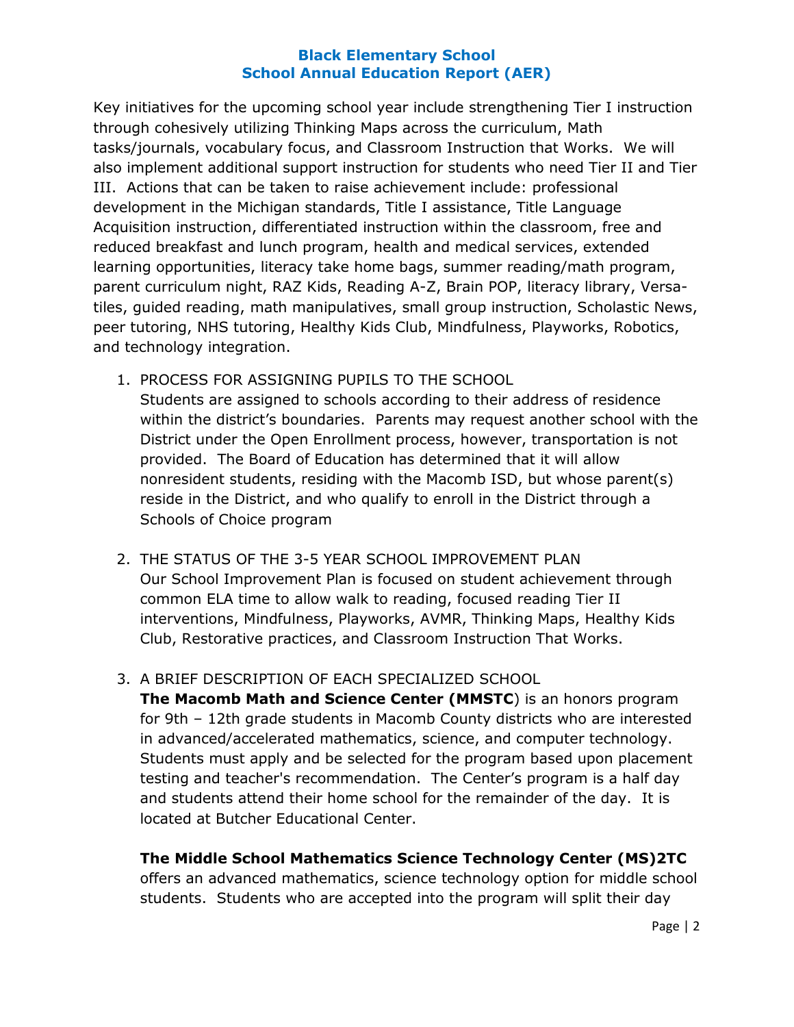## Black Elementary School
## School Annual Education Report (AER)

Key initiatives for the upcoming school year include strengthening Tier I instruction through cohesively utilizing Thinking Maps across the curriculum, Math tasks/journals, vocabulary focus, and Classroom Instruction that Works. We will also implement additional support instruction for students who need Tier II and Tier III. Actions that can be taken to raise achievement include: professional development in the Michigan standards, Title I assistance, Title Language Acquisition instruction, differentiated instruction within the classroom, free and reduced breakfast and lunch program, health and medical services, extended learning opportunities, literacy take home bags, summer reading/math program, parent curriculum night, RAZ Kids, Reading A-Z, Brain POP, literacy library, Versa-tiles, guided reading, math manipulatives, small group instruction, Scholastic News, peer tutoring, NHS tutoring, Healthy Kids Club, Mindfulness, Playworks, Robotics, and technology integration.

1. PROCESS FOR ASSIGNING PUPILS TO THE SCHOOL
   Students are assigned to schools according to their address of residence within the district's boundaries. Parents may request another school with the District under the Open Enrollment process, however, transportation is not provided. The Board of Education has determined that it will allow nonresident students, residing with the Macomb ISD, but whose parent(s) reside in the District, and who qualify to enroll in the District through a Schools of Choice program

2. THE STATUS OF THE 3-5 YEAR SCHOOL IMPROVEMENT PLAN
   Our School Improvement Plan is focused on student achievement through common ELA time to allow walk to reading, focused reading Tier II interventions, Mindfulness, Playworks, AVMR, Thinking Maps, Healthy Kids Club, Restorative practices, and Classroom Instruction That Works.

3. A BRIEF DESCRIPTION OF EACH SPECIALIZED SCHOOL
   **The Macomb Math and Science Center (MMSTC**) is an honors program for 9th – 12th grade students in Macomb County districts who are interested in advanced/accelerated mathematics, science, and computer technology. Students must apply and be selected for the program based upon placement testing and teacher's recommendation. The Center's program is a half day and students attend their home school for the remainder of the day. It is located at Butcher Educational Center.

   **The Middle School Mathematics Science Technology Center (MS)2TC** offers an advanced mathematics, science technology option for middle school students. Students who are accepted into the program will split their day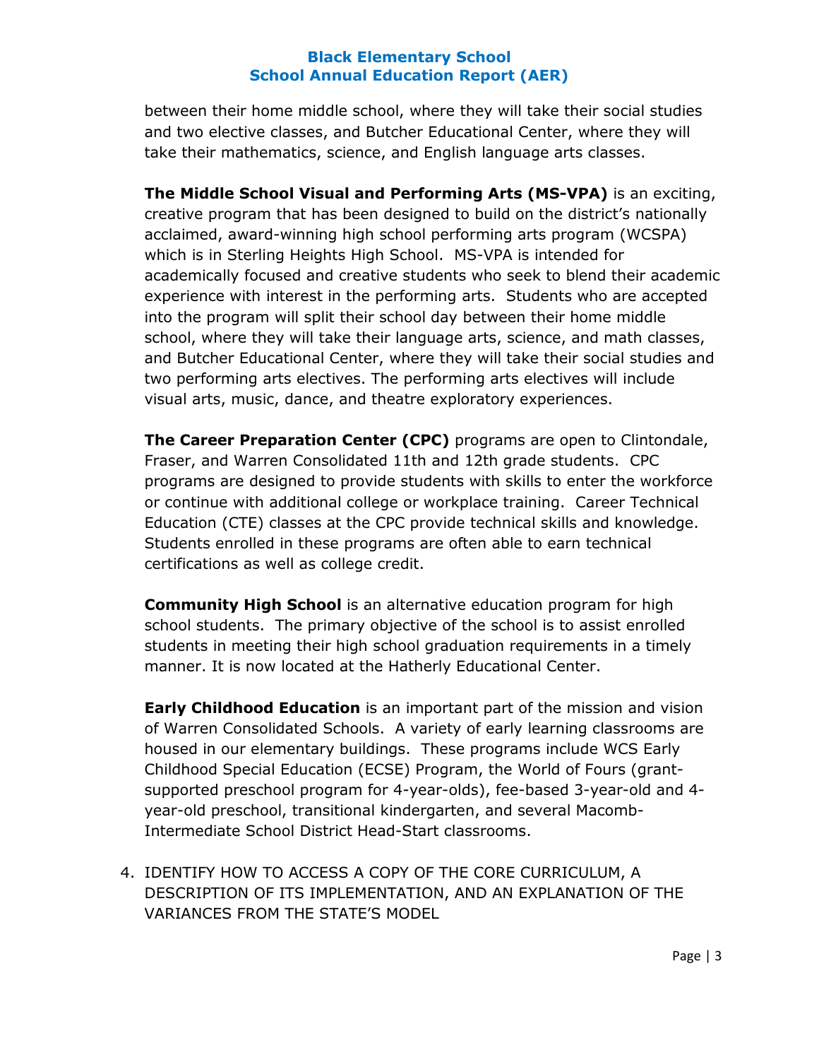between their home middle school, where they will take their social studies and two elective classes, and Butcher Educational Center, where they will take their mathematics, science, and English language arts classes.

**The Middle School Visual and Performing Arts (MS-VPA)** is an exciting, creative program that has been designed to build on the district's nationally acclaimed, award-winning high school performing arts program (WCSPA) which is in Sterling Heights High School. MS-VPA is intended for academically focused and creative students who seek to blend their academic experience with interest in the performing arts. Students who are accepted into the program will split their school day between their home middle school, where they will take their language arts, science, and math classes, and Butcher Educational Center, where they will take their social studies and two performing arts electives. The performing arts electives will include visual arts, music, dance, and theatre exploratory experiences.

**The Career Preparation Center (CPC)** programs are open to Clintondale, Fraser, and Warren Consolidated 11th and 12th grade students. CPC programs are designed to provide students with skills to enter the workforce or continue with additional college or workplace training. Career Technical Education (CTE) classes at the CPC provide technical skills and knowledge. Students enrolled in these programs are often able to earn technical certifications as well as college credit.

**Community High School** is an alternative education program for high school students. The primary objective of the school is to assist enrolled students in meeting their high school graduation requirements in a timely manner. It is now located at the Hatherly Educational Center.

**Early Childhood Education** is an important part of the mission and vision of Warren Consolidated Schools. A variety of early learning classrooms are housed in our elementary buildings. These programs include WCS Early Childhood Special Education (ECSE) Program, the World of Fours (grant-supported preschool program for 4-year-olds), fee-based 3-year-old and 4-year-old preschool, transitional kindergarten, and several Macomb-Intermediate School District Head-Start classrooms.

4. IDENTIFY HOW TO ACCESS A COPY OF THE CORE CURRICULUM, A DESCRIPTION OF ITS IMPLEMENTATION, AND AN EXPLANATION OF THE VARIANCES FROM THE STATE'S MODEL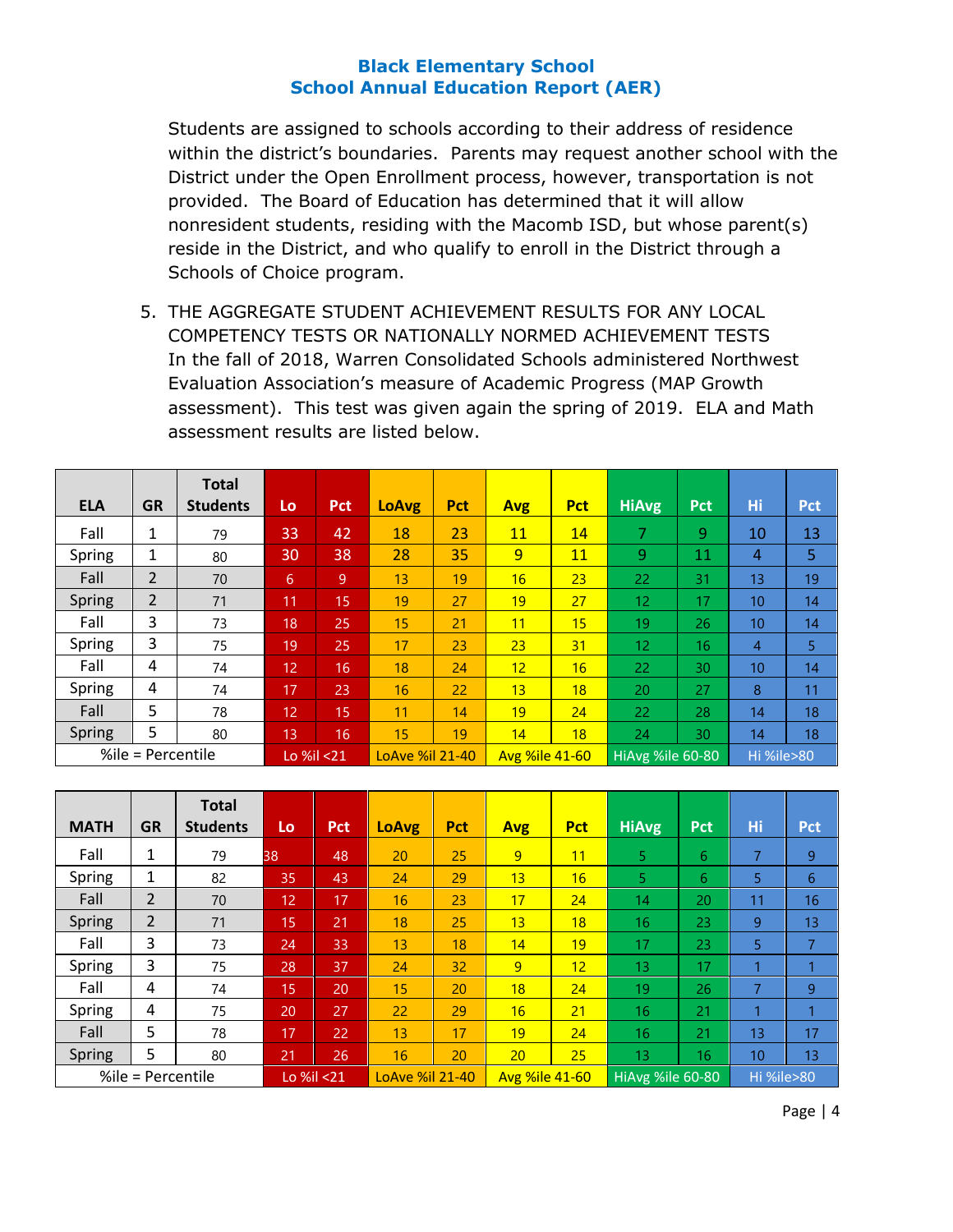Students are assigned to schools according to their address of residence within the district's boundaries. Parents may request another school with the District under the Open Enrollment process, however, transportation is not provided. The Board of Education has determined that it will allow nonresident students, residing with the Macomb ISD, but whose parent(s) reside in the District, and who qualify to enroll in the District through a Schools of Choice program.

5. THE AGGREGATE STUDENT ACHIEVEMENT RESULTS FOR ANY LOCAL COMPETENCY TESTS OR NATIONALLY NORMED ACHIEVEMENT TESTS
   In the fall of 2018, Warren Consolidated Schools administered Northwest Evaluation Association's measure of Academic Progress (MAP Growth assessment). This test was given again the spring of 2019. ELA and Math assessment results are listed below.

| ELA | GR | Total Students | Lo | Pct | LoAvg | Pct | Avg | Pct | HiAvg | Pct | Hi | Pct |
|---|---|---|---|---|---|---|---|---|---|---|---|---|
| Fall | 1 | 79 | 33 | 42 | 18 | 23 | 11 | 14 | 7 | 9 | 10 | 13 |
| Spring | 1 | 80 | 30 | 38 | 28 | 35 | 9 | 11 | 9 | 11 | 4 | 5 |
| Fall | 2 | 70 | 6 | 9 | 13 | 19 | 16 | 23 | 22 | 31 | 13 | 19 |
| Spring | 2 | 71 | 11 | 15 | 19 | 27 | 19 | 27 | 12 | 17 | 10 | 14 |
| Fall | 3 | 73 | 18 | 25 | 15 | 21 | 11 | 15 | 19 | 26 | 10 | 14 |
| Spring | 3 | 75 | 19 | 25 | 17 | 23 | 23 | 31 | 12 | 16 | 4 | 5 |
| Fall | 4 | 74 | 12 | 16 | 18 | 24 | 12 | 16 | 22 | 30 | 10 | 14 |
| Spring | 4 | 74 | 17 | 23 | 16 | 22 | 13 | 18 | 20 | 27 | 8 | 11 |
| Fall | 5 | 78 | 12 | 15 | 11 | 14 | 19 | 24 | 22 | 28 | 14 | 18 |
| Spring | 5 | 80 | 13 | 16 | 15 | 19 | 14 | 18 | 24 | 30 | 14 | 18 |
| %ile = Percentile | | | Lo %il <21 | | LoAve %il 21-40 | | Avg %ile 41-60 | | HiAvg %ile 60-80 | | Hi %ile>80 | |

| MATH | GR | Total Students | Lo | Pct | LoAvg | Pct | Avg | Pct | HiAvg | Pct | Hi | Pct |
|---|---|---|---|---|---|---|---|---|---|---|---|---|
| Fall | 1 | 79 | 38 | 48 | 20 | 25 | 9 | 11 | 5 | 6 | 7 | 9 |
| Spring | 1 | 82 | 35 | 43 | 24 | 29 | 13 | 16 | 5 | 6 | 5 | 6 |
| Fall | 2 | 70 | 12 | 17 | 16 | 23 | 17 | 24 | 14 | 20 | 11 | 16 |
| Spring | 2 | 71 | 15 | 21 | 18 | 25 | 13 | 18 | 16 | 23 | 9 | 13 |
| Fall | 3 | 73 | 24 | 33 | 13 | 18 | 14 | 19 | 17 | 23 | 5 | 7 |
| Spring | 3 | 75 | 28 | 37 | 24 | 32 | 9 | 12 | 13 | 17 | 1 | 1 |
| Fall | 4 | 74 | 15 | 20 | 15 | 20 | 18 | 24 | 19 | 26 | 7 | 9 |
| Spring | 4 | 75 | 20 | 27 | 22 | 29 | 16 | 21 | 16 | 21 | 1 | 1 |
| Fall | 5 | 78 | 17 | 22 | 13 | 17 | 19 | 24 | 16 | 21 | 13 | 17 |
| Spring | 5 | 80 | 21 | 26 | 16 | 20 | 20 | 25 | 13 | 16 | 10 | 13 |
| %ile = Percentile | | | Lo %il <21 | | LoAve %il 21-40 | | Avg %ile 41-60 | | HiAvg %ile 60-80 | | Hi %ile>80 | |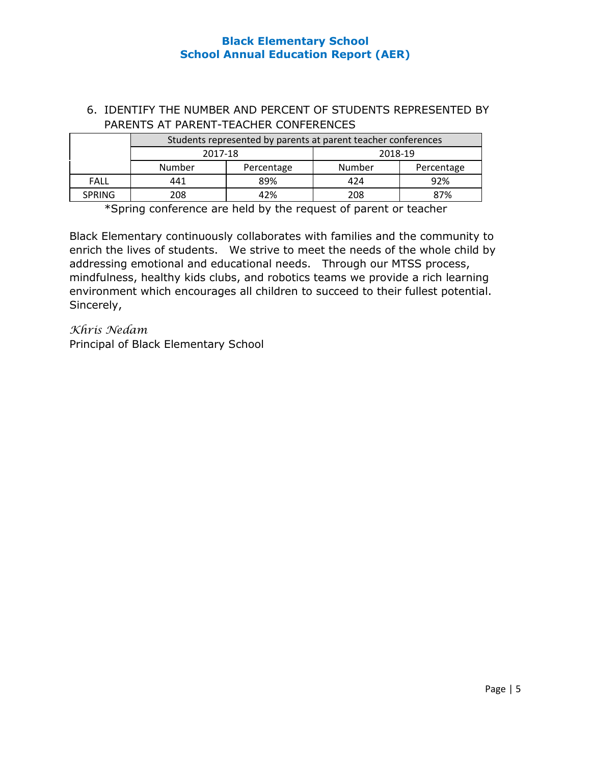6. IDENTIFY THE NUMBER AND PERCENT OF STUDENTS REPRESENTED BY PARENTS AT PARENT-TEACHER CONFERENCES

| | Students represented by parents at parent teacher conferences | | | |
|---|---|---|---|---|
| | 2017-18 | | 2018-19 | |
| | Number | Percentage | Number | Percentage |
| FALL | 441 | 89% | 424 | 92% |
| SPRING | 208 | 42% | 208 | 87% |

*Spring conference are held by the request of parent or teacher

Black Elementary continuously collaborates with families and the community to enrich the lives of students. We strive to meet the needs of the whole child by addressing emotional and educational needs. Through our MTSS process, mindfulness, healthy kids clubs, and robotics teams we provide a rich learning environment which encourages all children to succeed to their fullest potential.
Sincerely,

*Khris Nedam*
Principal of Black Elementary School